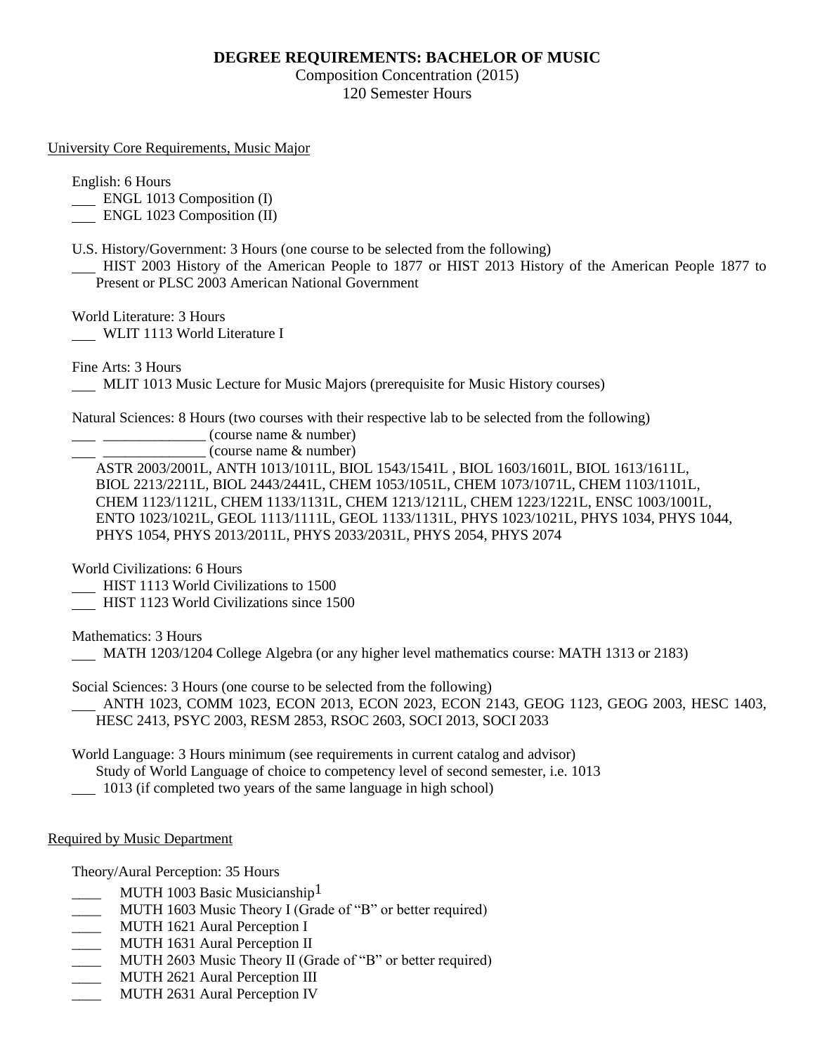# DEGREE REQUIREMENTS: BACHELOR OF MUSIC

Composition Concentration (2015)
120 Semester Hours

## University Core Requirements, Music Major

English: 6 Hours
___ ENGL 1013 Composition (I)
___ ENGL 1023 Composition (II)

U.S. History/Government: 3 Hours (one course to be selected from the following)
___ HIST 2003 History of the American People to 1877 or HIST 2013 History of the American People 1877 to Present or PLSC 2003 American National Government

World Literature: 3 Hours
___ WLIT 1113 World Literature I

Fine Arts: 3 Hours
___ MLIT 1013 Music Lecture for Music Majors (prerequisite for Music History courses)

Natural Sciences: 8 Hours (two courses with their respective lab to be selected from the following)
___ ______________ (course name & number)
___ ______________ (course name & number)
ASTR 2003/2001L, ANTH 1013/1011L, BIOL 1543/1541L , BIOL 1603/1601L, BIOL 1613/1611L, BIOL 2213/2211L, BIOL 2443/2441L, CHEM 1053/1051L, CHEM 1073/1071L, CHEM 1103/1101L, CHEM 1123/1121L, CHEM 1133/1131L, CHEM 1213/1211L, CHEM 1223/1221L, ENSC 1003/1001L, ENTO 1023/1021L, GEOL 1113/1111L, GEOL 1133/1131L, PHYS 1023/1021L, PHYS 1034, PHYS 1044, PHYS 1054, PHYS 2013/2011L, PHYS 2033/2031L, PHYS 2054, PHYS 2074

World Civilizations: 6 Hours
___ HIST 1113 World Civilizations to 1500
___ HIST 1123 World Civilizations since 1500

Mathematics: 3 Hours
___ MATH 1203/1204 College Algebra (or any higher level mathematics course: MATH 1313 or 2183)

Social Sciences: 3 Hours (one course to be selected from the following)
___ ANTH 1023, COMM 1023, ECON 2013, ECON 2023, ECON 2143, GEOG 1123, GEOG 2003, HESC 1403, HESC 2413, PSYC 2003, RESM 2853, RSOC 2603, SOCI 2013, SOCI 2033

World Language: 3 Hours minimum (see requirements in current catalog and advisor)
Study of World Language of choice to competency level of second semester, i.e. 1013
___ 1013 (if completed two years of the same language in high school)

## Required by Music Department

Theory/Aural Perception: 35 Hours
____ MUTH 1003 Basic Musicianship[1]
____ MUTH 1603 Music Theory I (Grade of "B" or better required)
____ MUTH 1621 Aural Perception I
____ MUTH 1631 Aural Perception II
____ MUTH 2603 Music Theory II (Grade of "B" or better required)
____ MUTH 2621 Aural Perception III
____ MUTH 2631 Aural Perception IV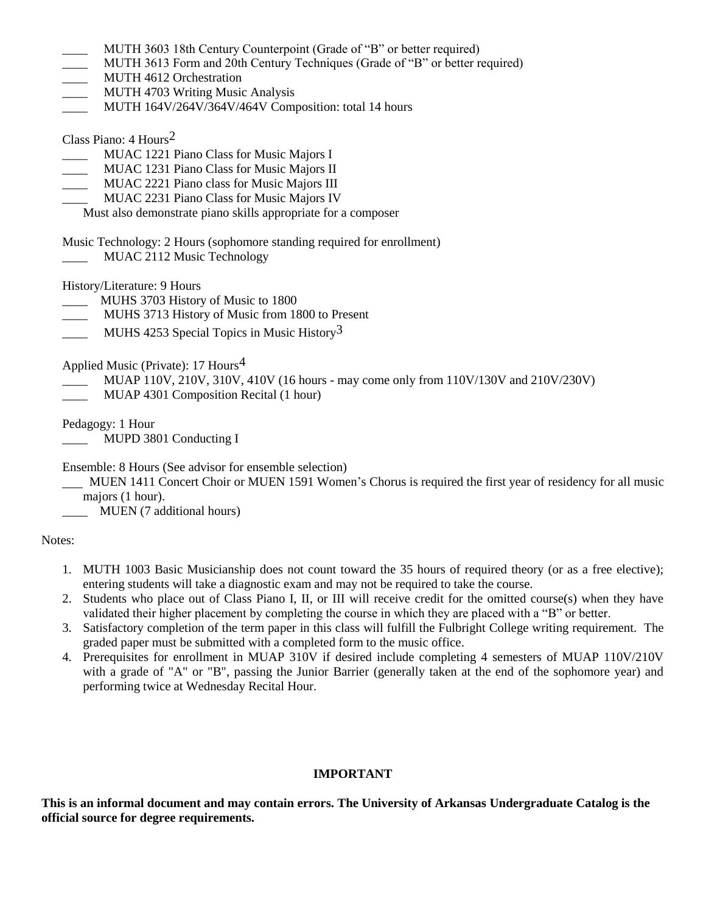____ MUTH 3603 18th Century Counterpoint (Grade of "B" or better required)
____ MUTH 3613 Form and 20th Century Techniques (Grade of "B" or better required)
____ MUTH 4612 Orchestration
____ MUTH 4703 Writing Music Analysis
____ MUTH 164V/264V/364V/464V Composition: total 14 hours

Class Piano: 4 Hours[2]
____ MUAC 1221 Piano Class for Music Majors I
____ MUAC 1231 Piano Class for Music Majors II
____ MUAC 2221 Piano class for Music Majors III
____ MUAC 2231 Piano Class for Music Majors IV
Must also demonstrate piano skills appropriate for a composer

Music Technology: 2 Hours (sophomore standing required for enrollment)
____ MUAC 2112 Music Technology

History/Literature: 9 Hours
____ MUHS 3703 History of Music to 1800
____ MUHS 3713 History of Music from 1800 to Present
____ MUHS 4253 Special Topics in Music History[3]

Applied Music (Private): 17 Hours[4]
____ MUAP 110V, 210V, 310V, 410V (16 hours - may come only from 110V/130V and 210V/230V)
____ MUAP 4301 Composition Recital (1 hour)

Pedagogy: 1 Hour
____ MUPD 3801 Conducting I

Ensemble: 8 Hours (See advisor for ensemble selection)
____ MUEN 1411 Concert Choir or MUEN 1591 Women's Chorus is required the first year of residency for all music majors (1 hour).
____ MUEN (7 additional hours)

Notes:

1. MUTH 1003 Basic Musicianship does not count toward the 35 hours of required theory (or as a free elective); entering students will take a diagnostic exam and may not be required to take the course.
2. Students who place out of Class Piano I, II, or III will receive credit for the omitted course(s) when they have validated their higher placement by completing the course in which they are placed with a "B" or better.
3. Satisfactory completion of the term paper in this class will fulfill the Fulbright College writing requirement. The graded paper must be submitted with a completed form to the music office.
4. Prerequisites for enrollment in MUAP 310V if desired include completing 4 semesters of MUAP 110V/210V with a grade of "A" or "B", passing the Junior Barrier (generally taken at the end of the sophomore year) and performing twice at Wednesday Recital Hour.

**IMPORTANT**

**This is an informal document and may contain errors. The University of Arkansas Undergraduate Catalog is the official source for degree requirements.**